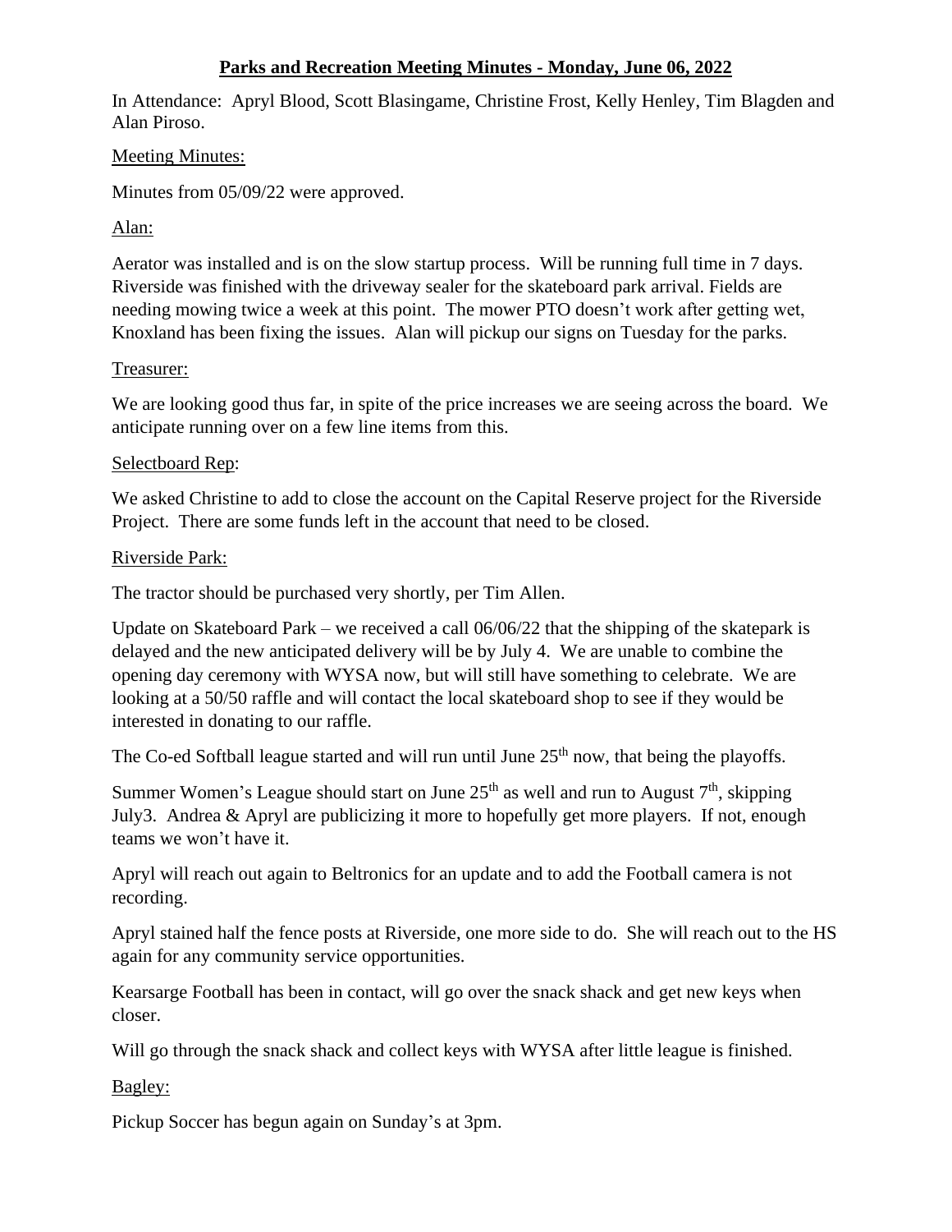# Parks and Recreation Meeting Minutes - Monday, June 06, 2022

In Attendance: Apryl Blood, Scott Blasingame, Christine Frost, Kelly Henley, Tim Blagden and Alan Piroso.

Meeting Minutes:

Minutes from 05/09/22 were approved.

Alan:

Aerator was installed and is on the slow startup process. Will be running full time in 7 days. Riverside was finished with the driveway sealer for the skateboard park arrival. Fields are needing mowing twice a week at this point. The mower PTO doesn't work after getting wet, Knoxland has been fixing the issues. Alan will pickup our signs on Tuesday for the parks.

Treasurer:

We are looking good thus far, in spite of the price increases we are seeing across the board. We anticipate running over on a few line items from this.

Selectboard Rep:

We asked Christine to add to close the account on the Capital Reserve project for the Riverside Project. There are some funds left in the account that need to be closed.

Riverside Park:

The tractor should be purchased very shortly, per Tim Allen.

Update on Skateboard Park – we received a call 06/06/22 that the shipping of the skatepark is delayed and the new anticipated delivery will be by July 4. We are unable to combine the opening day ceremony with WYSA now, but will still have something to celebrate. We are looking at a 50/50 raffle and will contact the local skateboard shop to see if they would be interested in donating to our raffle.

The Co-ed Softball league started and will run until June 25th now, that being the playoffs.

Summer Women's League should start on June 25th as well and run to August 7th, skipping July3. Andrea & Apryl are publicizing it more to hopefully get more players. If not, enough teams we won't have it.

Apryl will reach out again to Beltronics for an update and to add the Football camera is not recording.

Apryl stained half the fence posts at Riverside, one more side to do. She will reach out to the HS again for any community service opportunities.

Kearsarge Football has been in contact, will go over the snack shack and get new keys when closer.

Will go through the snack shack and collect keys with WYSA after little league is finished.

Bagley:

Pickup Soccer has begun again on Sunday's at 3pm.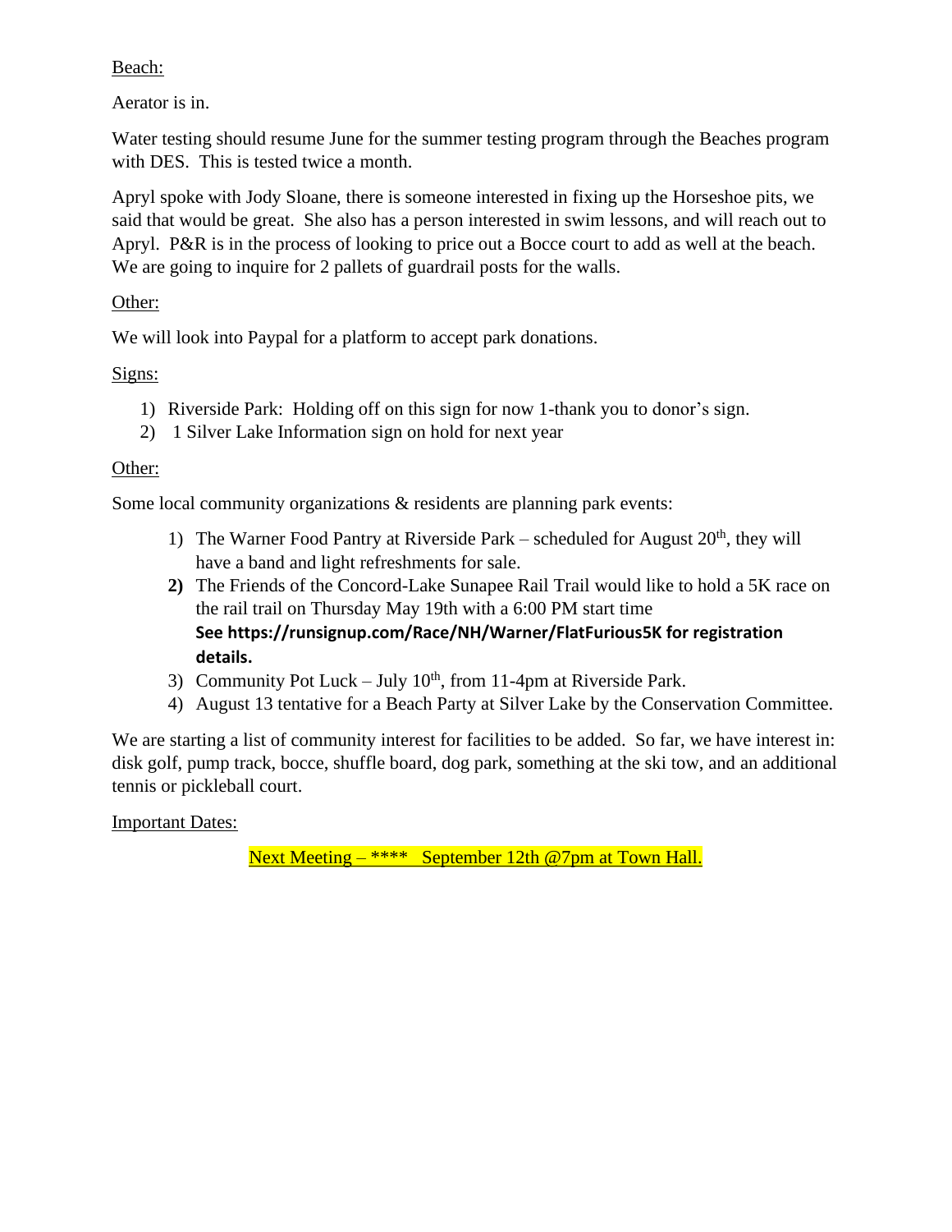Beach:

Aerator is in.

Water testing should resume June for the summer testing program through the Beaches program with DES. This is tested twice a month.

Apryl spoke with Jody Sloane, there is someone interested in fixing up the Horseshoe pits, we said that would be great. She also has a person interested in swim lessons, and will reach out to Apryl. P&R is in the process of looking to price out a Bocce court to add as well at the beach. We are going to inquire for 2 pallets of guardrail posts for the walls.

Other:

We will look into Paypal for a platform to accept park donations.

Signs:

1) Riverside Park: Holding off on this sign for now 1-thank you to donor's sign.
2) 1 Silver Lake Information sign on hold for next year

Other:

Some local community organizations & residents are planning park events:

1) The Warner Food Pantry at Riverside Park – scheduled for August 20th, they will have a band and light refreshments for sale.
2) The Friends of the Concord-Lake Sunapee Rail Trail would like to hold a 5K race on the rail trail on Thursday May 19th with a 6:00 PM start time
   **See https://runsignup.com/Race/NH/Warner/FlatFurious5K for registration details.**
3) Community Pot Luck – July 10th, from 11-4pm at Riverside Park.
4) August 13 tentative for a Beach Party at Silver Lake by the Conservation Committee.

We are starting a list of community interest for facilities to be added. So far, we have interest in: disk golf, pump track, bocce, shuffle board, dog park, something at the ski tow, and an additional tennis or pickleball court.

Important Dates:

Next Meeting – **** September 12th @7pm at Town Hall.